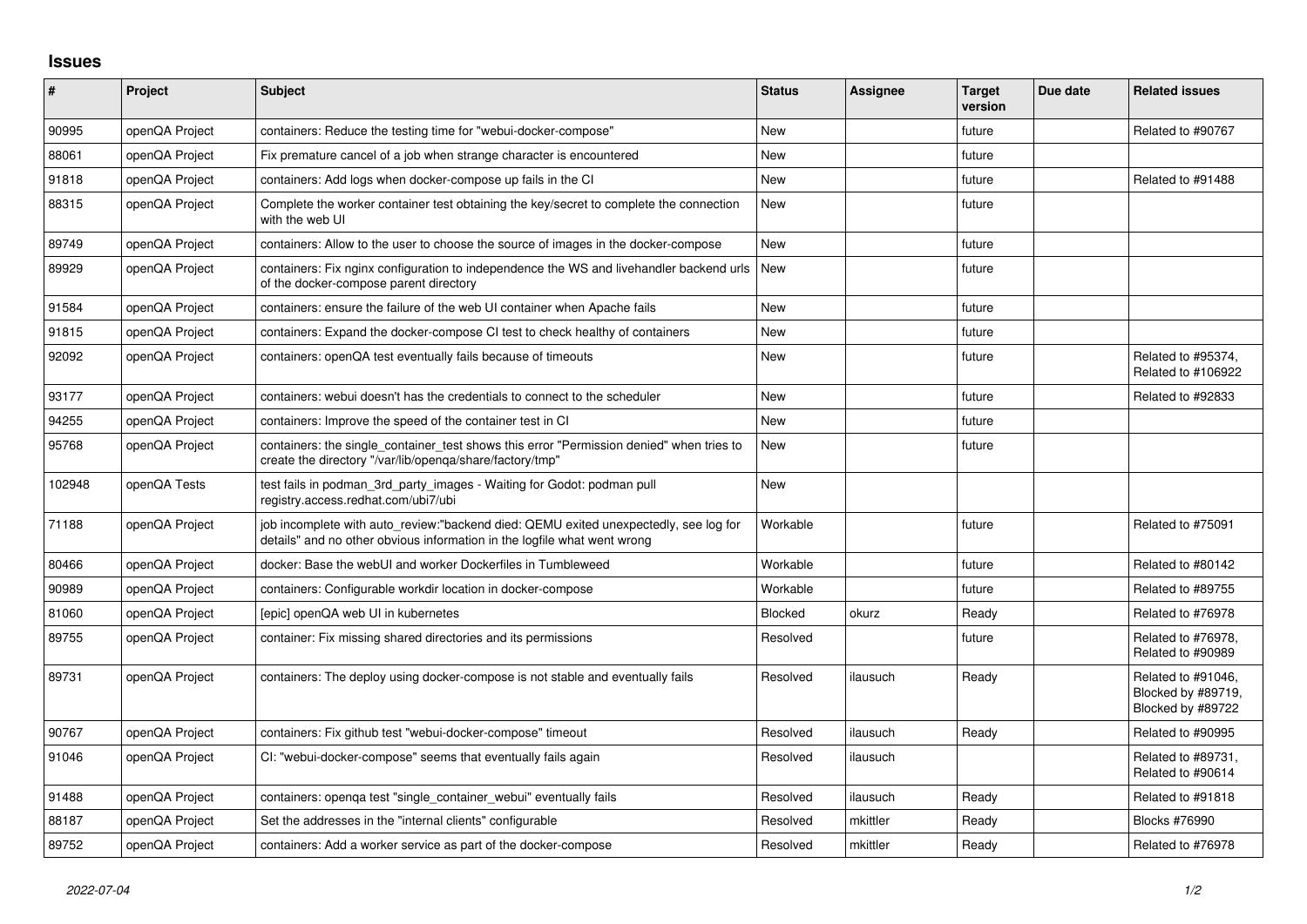## Issues

| # | Project | Subject | Status | Assignee | Target version | Due date | Related issues |
|---|---|---|---|---|---|---|---|
| 90995 | openQA Project | containers: Reduce the testing time for "webui-docker-compose" | New | | future | | Related to #90767 |
| 88061 | openQA Project | Fix premature cancel of a job when strange character is encountered | New | | future | | |
| 91818 | openQA Project | containers: Add logs when docker-compose up fails in the CI | New | | future | | Related to #91488 |
| 88315 | openQA Project | Complete the worker container test obtaining the key/secret to complete the connection with the web UI | New | | future | | |
| 89749 | openQA Project | containers: Allow to the user to choose the source of images in the docker-compose | New | | future | | |
| 89929 | openQA Project | containers: Fix nginx configuration to independence the WS and livehandler backend urls of the docker-compose parent directory | New | | future | | |
| 91584 | openQA Project | containers: ensure the failure of the web UI container when Apache fails | New | | future | | |
| 91815 | openQA Project | containers: Expand the docker-compose CI test to check healthy of containers | New | | future | | |
| 92092 | openQA Project | containers: openQA test eventually fails because of timeouts | New | | future | | Related to #95374, Related to #106922 |
| 93177 | openQA Project | containers: webui doesn't has the credentials to connect to the scheduler | New | | future | | Related to #92833 |
| 94255 | openQA Project | containers: Improve the speed of the container test in CI | New | | future | | |
| 95768 | openQA Project | containers: the single_container_test shows this error "Permission denied" when tries to create the directory "/var/lib/openqa/share/factory/tmp" | New | | future | | |
| 102948 | openQA Tests | test fails in podman_3rd_party_images - Waiting for Godot: podman pull registry.access.redhat.com/ubi7/ubi | New | | | | |
| 71188 | openQA Project | job incomplete with auto_review:"backend died: QEMU exited unexpectedly, see log for details" and no other obvious information in the logfile what went wrong | Workable | | future | | Related to #75091 |
| 80466 | openQA Project | docker: Base the webUI and worker Dockerfiles in Tumbleweed | Workable | | future | | Related to #80142 |
| 90989 | openQA Project | containers: Configurable workdir location in docker-compose | Workable | | future | | Related to #89755 |
| 81060 | openQA Project | [epic] openQA web UI in kubernetes | Blocked | okurz | Ready | | Related to #76978 |
| 89755 | openQA Project | container: Fix missing shared directories and its permissions | Resolved | | future | | Related to #76978, Related to #90989 |
| 89731 | openQA Project | containers: The deploy using docker-compose is not stable and eventually fails | Resolved | ilausuch | Ready | | Related to #91046, Blocked by #89719, Blocked by #89722 |
| 90767 | openQA Project | containers: Fix github test "webui-docker-compose" timeout | Resolved | ilausuch | Ready | | Related to #90995 |
| 91046 | openQA Project | CI: "webui-docker-compose" seems that eventually fails again | Resolved | ilausuch | | | Related to #89731, Related to #90614 |
| 91488 | openQA Project | containers: openqa test "single_container_webui" eventually fails | Resolved | ilausuch | Ready | | Related to #91818 |
| 88187 | openQA Project | Set the addresses in the "internal clients" configurable | Resolved | mkittler | Ready | | Blocks #76990 |
| 89752 | openQA Project | containers: Add a worker service as part of the docker-compose | Resolved | mkittler | Ready | | Related to #76978 |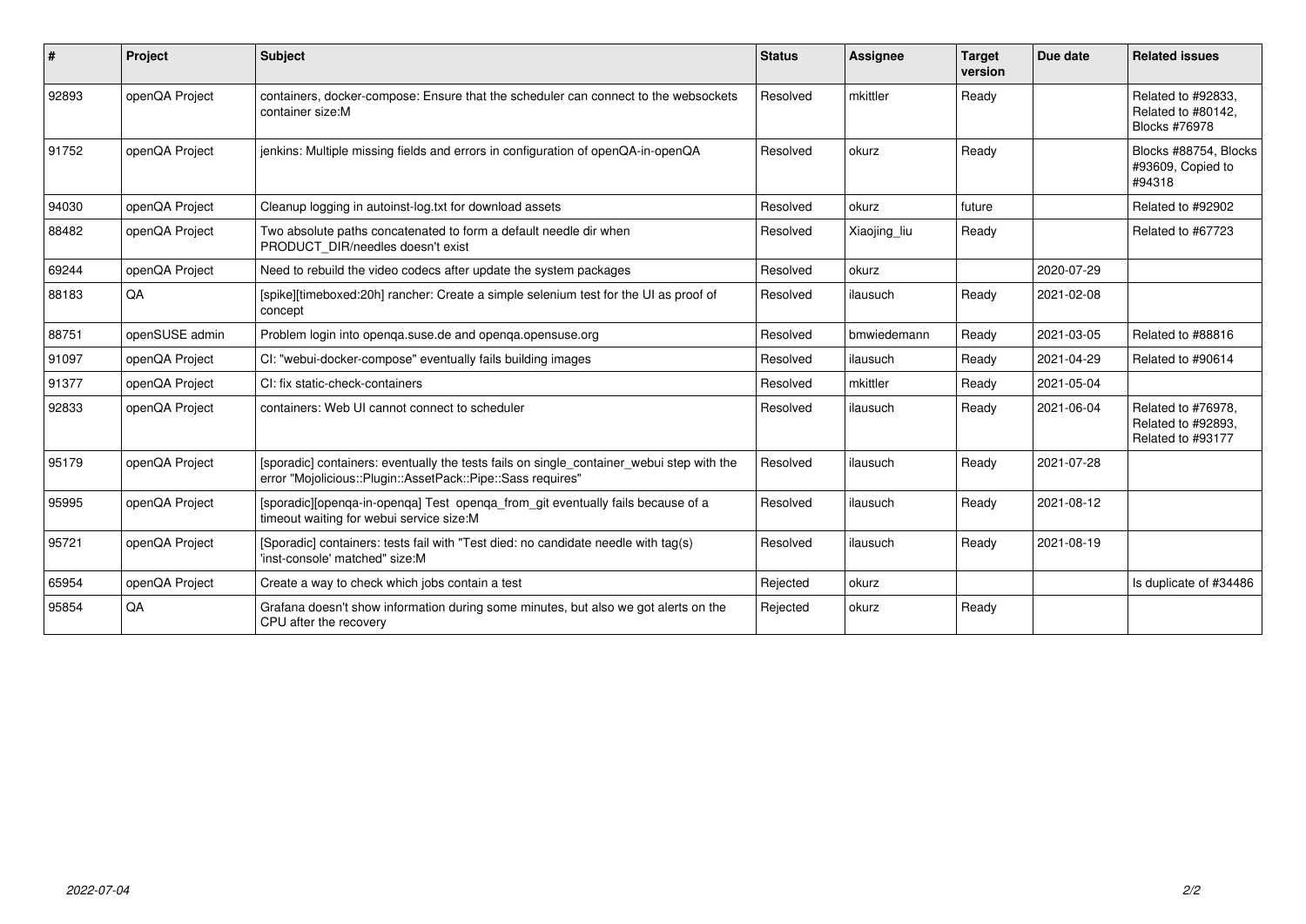| # | Project | Subject | Status | Assignee | Target version | Due date | Related issues |
|---|---|---|---|---|---|---|---|
| 92893 | openQA Project | containers, docker-compose: Ensure that the scheduler can connect to the websockets container size:M | Resolved | mkittler | Ready | | Related to #92833, Related to #80142, Blocks #76978 |
| 91752 | openQA Project | jenkins: Multiple missing fields and errors in configuration of openQA-in-openQA | Resolved | okurz | Ready | | Blocks #88754, Blocks #93609, Copied to #94318 |
| 94030 | openQA Project | Cleanup logging in autoinst-log.txt for download assets | Resolved | okurz | future | | Related to #92902 |
| 88482 | openQA Project | Two absolute paths concatenated to form a default needle dir when PRODUCT_DIR/needles doesn't exist | Resolved | Xiaojing_liu | Ready | | Related to #67723 |
| 69244 | openQA Project | Need to rebuild the video codecs after update the system packages | Resolved | okurz | | 2020-07-29 | |
| 88183 | QA | [spike][timeboxed:20h] rancher: Create a simple selenium test for the UI as proof of concept | Resolved | ilausuch | Ready | 2021-02-08 | |
| 88751 | openSUSE admin | Problem login into openqa.suse.de and openqa.opensuse.org | Resolved | bmwiedemann | Ready | 2021-03-05 | Related to #88816 |
| 91097 | openQA Project | CI: "webui-docker-compose" eventually fails building images | Resolved | ilausuch | Ready | 2021-04-29 | Related to #90614 |
| 91377 | openQA Project | CI: fix static-check-containers | Resolved | mkittler | Ready | 2021-05-04 | |
| 92833 | openQA Project | containers: Web UI cannot connect to scheduler | Resolved | ilausuch | Ready | 2021-06-04 | Related to #76978, Related to #92893, Related to #93177 |
| 95179 | openQA Project | [sporadic] containers: eventually the tests fails on single_container_webui step with the error "Mojolicious::Plugin::AssetPack::Pipe::Sass requires" | Resolved | ilausuch | Ready | 2021-07-28 | |
| 95995 | openQA Project | [sporadic][openqa-in-openqa] Test openqa_from_git eventually fails because of a timeout waiting for webui service size:M | Resolved | ilausuch | Ready | 2021-08-12 | |
| 95721 | openQA Project | [Sporadic] containers: tests fail with "Test died: no candidate needle with tag(s) 'inst-console' matched" size:M | Resolved | ilausuch | Ready | 2021-08-19 | |
| 65954 | openQA Project | Create a way to check which jobs contain a test | Rejected | okurz | | | Is duplicate of #34486 |
| 95854 | QA | Grafana doesn't show information during some minutes, but also we got alerts on the CPU after the recovery | Rejected | okurz | Ready | | |